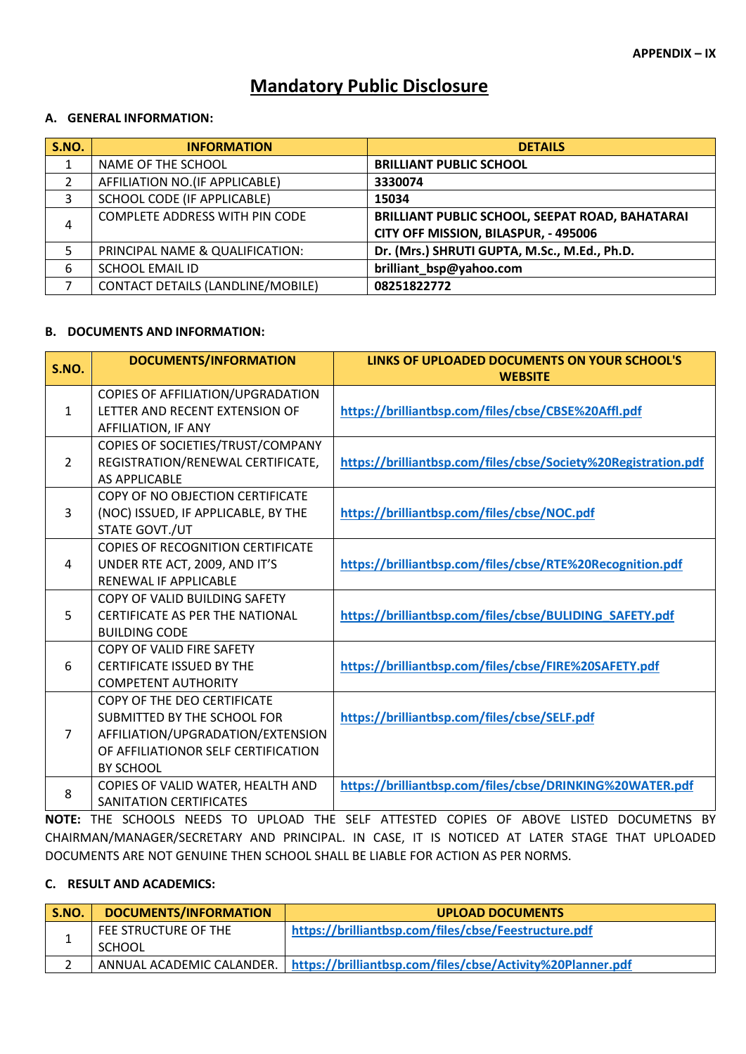**APPENDIX – IX**

# Mandatory Public Disclosure

## A. GENERAL INFORMATION:

| S.NO. | INFORMATION | DETAILS |
|---|---|---|
| 1 | NAME OF THE SCHOOL | **BRILLIANT PUBLIC SCHOOL** |
| 2 | AFFILIATION NO.(IF APPLICABLE) | **3330074** |
| 3 | SCHOOL CODE (IF APPLICABLE) | **15034** |
| 4 | COMPLETE ADDRESS WITH PIN CODE | **BRILLIANT PUBLIC SCHOOL, SEEPAT ROAD, BAHATARAI CITY OFF MISSION, BILASPUR, - 495006** |
| 5 | PRINCIPAL NAME & QUALIFICATION: | **Dr. (Mrs.) SHRUTI GUPTA, M.Sc., M.Ed., Ph.D.** |
| 6 | SCHOOL EMAIL ID | **brilliant_bsp@yahoo.com** |
| 7 | CONTACT DETAILS (LANDLINE/MOBILE) | **08251822772** |

## B. DOCUMENTS AND INFORMATION:

| S.NO. | DOCUMENTS/INFORMATION | LINKS OF UPLOADED DOCUMENTS ON YOUR SCHOOL'S WEBSITE |
|---|---|---|
| 1 | COPIES OF AFFILIATION/UPGRADATION LETTER AND RECENT EXTENSION OF AFFILIATION, IF ANY | **https://brilliantbsp.com/files/cbse/CBSE%20Affl.pdf** |
| 2 | COPIES OF SOCIETIES/TRUST/COMPANY REGISTRATION/RENEWAL CERTIFICATE, AS APPLICABLE | **https://brilliantbsp.com/files/cbse/Society%20Registration.pdf** |
| 3 | COPY OF NO OBJECTION CERTIFICATE (NOC) ISSUED, IF APPLICABLE, BY THE STATE GOVT./UT | **https://brilliantbsp.com/files/cbse/NOC.pdf** |
| 4 | COPIES OF RECOGNITION CERTIFICATE UNDER RTE ACT, 2009, AND IT'S RENEWAL IF APPLICABLE | **https://brilliantbsp.com/files/cbse/RTE%20Recognition.pdf** |
| 5 | COPY OF VALID BUILDING SAFETY CERTIFICATE AS PER THE NATIONAL BUILDING CODE | **https://brilliantbsp.com/files/cbse/BULIDING_SAFETY.pdf** |
| 6 | COPY OF VALID FIRE SAFETY CERTIFICATE ISSUED BY THE COMPETENT AUTHORITY | **https://brilliantbsp.com/files/cbse/FIRE%20SAFETY.pdf** |
| 7 | COPY OF THE DEO CERTIFICATE SUBMITTED BY THE SCHOOL FOR AFFILIATION/UPGRADATION/EXTENSION OF AFFILIATIONOR SELF CERTIFICATION BY SCHOOL | **https://brilliantbsp.com/files/cbse/SELF.pdf** |
| 8 | COPIES OF VALID WATER, HEALTH AND SANITATION CERTIFICATES | **https://brilliantbsp.com/files/cbse/DRINKING%20WATER.pdf** |

**NOTE:** THE SCHOOLS NEEDS TO UPLOAD THE SELF ATTESTED COPIES OF ABOVE LISTED DOCUMETNS BY CHAIRMAN/MANAGER/SECRETARY AND PRINCIPAL. IN CASE, IT IS NOTICED AT LATER STAGE THAT UPLOADED DOCUMENTS ARE NOT GENUINE THEN SCHOOL SHALL BE LIABLE FOR ACTION AS PER NORMS.

## C. RESULT AND ACADEMICS:

| S.NO. | DOCUMENTS/INFORMATION | UPLOAD DOCUMENTS |
|---|---|---|
| 1 | FEE STRUCTURE OF THE SCHOOL | **https://brilliantbsp.com/files/cbse/Feestructure.pdf** |
| 2 | ANNUAL ACADEMIC CALANDER. | **https://brilliantbsp.com/files/cbse/Activity%20Planner.pdf** |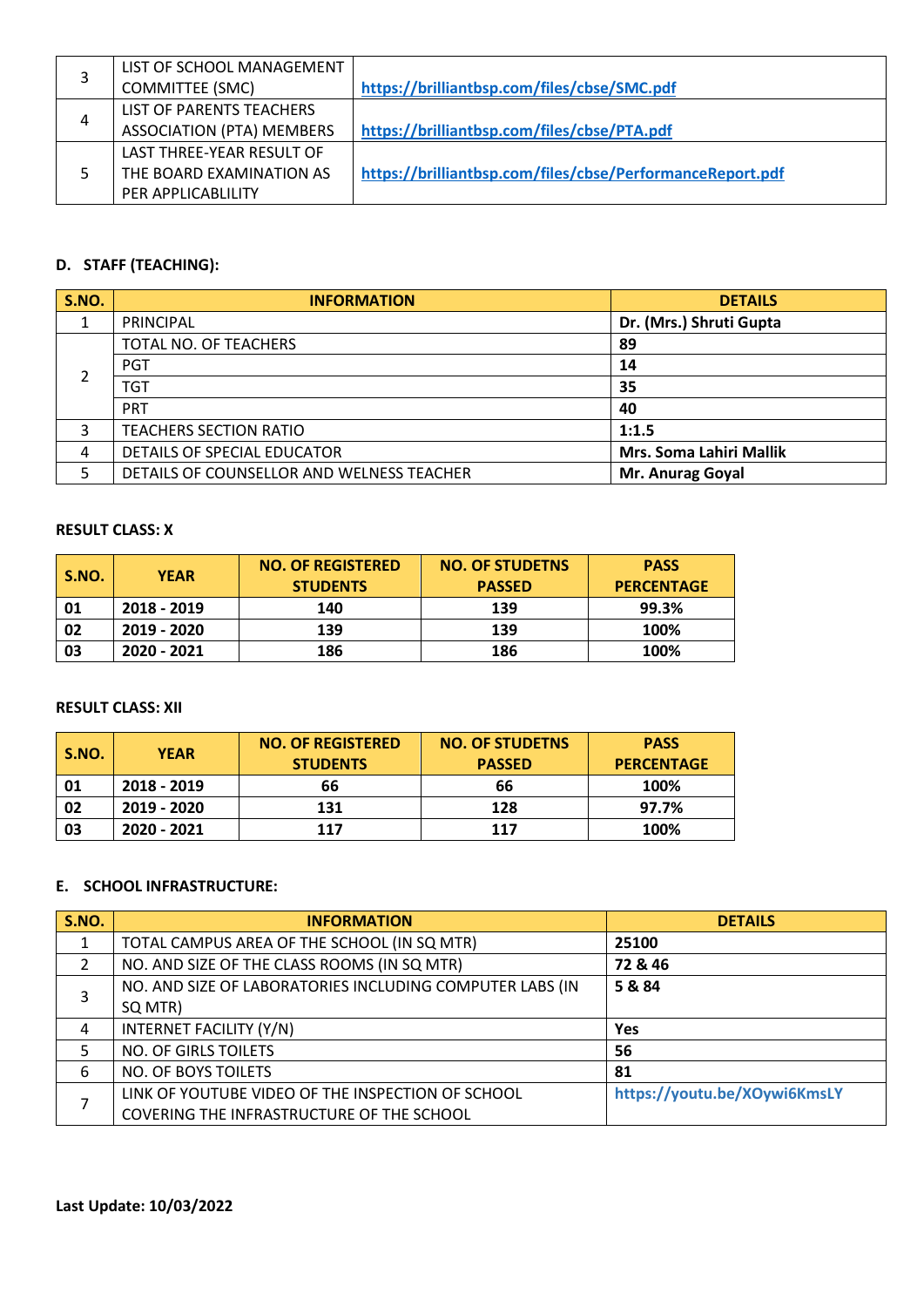| | | |
|---|---|---|
| 3 | LIST OF SCHOOL MANAGEMENT COMMITTEE (SMC) | **https://brilliantbsp.com/files/cbse/SMC.pdf** |
| 4 | LIST OF PARENTS TEACHERS ASSOCIATION (PTA) MEMBERS | **https://brilliantbsp.com/files/cbse/PTA.pdf** |
| 5 | LAST THREE-YEAR RESULT OF THE BOARD EXAMINATION AS PER APPLICABLILITY | **https://brilliantbsp.com/files/cbse/PerformanceReport.pdf** |

### D. STAFF (TEACHING):

| S.NO. | INFORMATION | DETAILS |
|---|---|---|
| 1 | PRINCIPAL | **Dr. (Mrs.) Shruti Gupta** |
| 2 | TOTAL NO. OF TEACHERS | **89** |
| | PGT | **14** |
| | TGT | **35** |
| | PRT | **40** |
| 3 | TEACHERS SECTION RATIO | **1:1.5** |
| 4 | DETAILS OF SPECIAL EDUCATOR | **Mrs. Soma Lahiri Mallik** |
| 5 | DETAILS OF COUNSELLOR AND WELNESS TEACHER | **Mr. Anurag Goyal** |

**RESULT CLASS: X**

| S.NO. | YEAR | NO. OF REGISTERED STUDENTS | NO. OF STUDETNS PASSED | PASS PERCENTAGE |
|---|---|---|---|---|
| 01 | 2018 - 2019 | 140 | 139 | 99.3% |
| 02 | 2019 - 2020 | 139 | 139 | 100% |
| 03 | 2020 - 2021 | 186 | 186 | 100% |

**RESULT CLASS: XII**

| S.NO. | YEAR | NO. OF REGISTERED STUDENTS | NO. OF STUDETNS PASSED | PASS PERCENTAGE |
|---|---|---|---|---|
| 01 | 2018 - 2019 | 66 | 66 | 100% |
| 02 | 2019 - 2020 | 131 | 128 | 97.7% |
| 03 | 2020 - 2021 | 117 | 117 | 100% |

### E. SCHOOL INFRASTRUCTURE:

| S.NO. | INFORMATION | DETAILS |
|---|---|---|
| 1 | TOTAL CAMPUS AREA OF THE SCHOOL (IN SQ MTR) | **25100** |
| 2 | NO. AND SIZE OF THE CLASS ROOMS (IN SQ MTR) | **72 & 46** |
| 3 | NO. AND SIZE OF LABORATORIES INCLUDING COMPUTER LABS (IN SQ MTR) | **5 & 84** |
| 4 | INTERNET FACILITY (Y/N) | **Yes** |
| 5 | NO. OF GIRLS TOILETS | **56** |
| 6 | NO. OF BOYS TOILETS | **81** |
| 7 | LINK OF YOUTUBE VIDEO OF THE INSPECTION OF SCHOOL COVERING THE INFRASTRUCTURE OF THE SCHOOL | **https://youtu.be/XOywi6KmsLY** |

**Last Update: 10/03/2022**